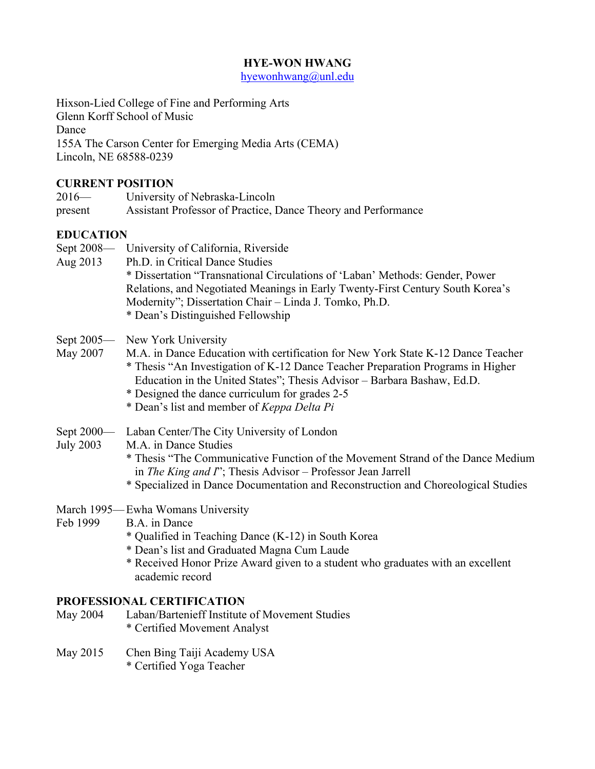# HYE-WON HWANG

hyewonhwang@unl.edu

Hixson-Lied College of Fine and Performing Arts
Glenn Korff School of Music
Dance
155A The Carson Center for Emerging Media Arts (CEMA)
Lincoln, NE 68588-0239

## CURRENT POSITION

2016—present University of Nebraska-Lincoln
Assistant Professor of Practice, Dance Theory and Performance

## EDUCATION

Sept 2008—Aug 2013 University of California, Riverside
Ph.D. in Critical Dance Studies
* Dissertation "Transnational Circulations of 'Laban' Methods: Gender, Power Relations, and Negotiated Meanings in Early Twenty-First Century South Korea's Modernity"; Dissertation Chair – Linda J. Tomko, Ph.D.
* Dean's Distinguished Fellowship

Sept 2005—May 2007 New York University
M.A. in Dance Education with certification for New York State K-12 Dance Teacher
* Thesis "An Investigation of K-12 Dance Teacher Preparation Programs in Higher Education in the United States"; Thesis Advisor – Barbara Bashaw, Ed.D.
* Designed the dance curriculum for grades 2-5
* Dean's list and member of *Keppa Delta Pi*

Sept 2000—July 2003 Laban Center/The City University of London
M.A. in Dance Studies
* Thesis "The Communicative Function of the Movement Strand of the Dance Medium in *The King and I*"; Thesis Advisor – Professor Jean Jarrell
* Specialized in Dance Documentation and Reconstruction and Choreological Studies

March 1995—Feb 1999 Ewha Womans University
B.A. in Dance
* Qualified in Teaching Dance (K-12) in South Korea
* Dean's list and Graduated Magna Cum Laude
* Received Honor Prize Award given to a student who graduates with an excellent academic record

## PROFESSIONAL CERTIFICATION

May 2004 Laban/Bartenieff Institute of Movement Studies
* Certified Movement Analyst

May 2015 Chen Bing Taiji Academy USA
* Certified Yoga Teacher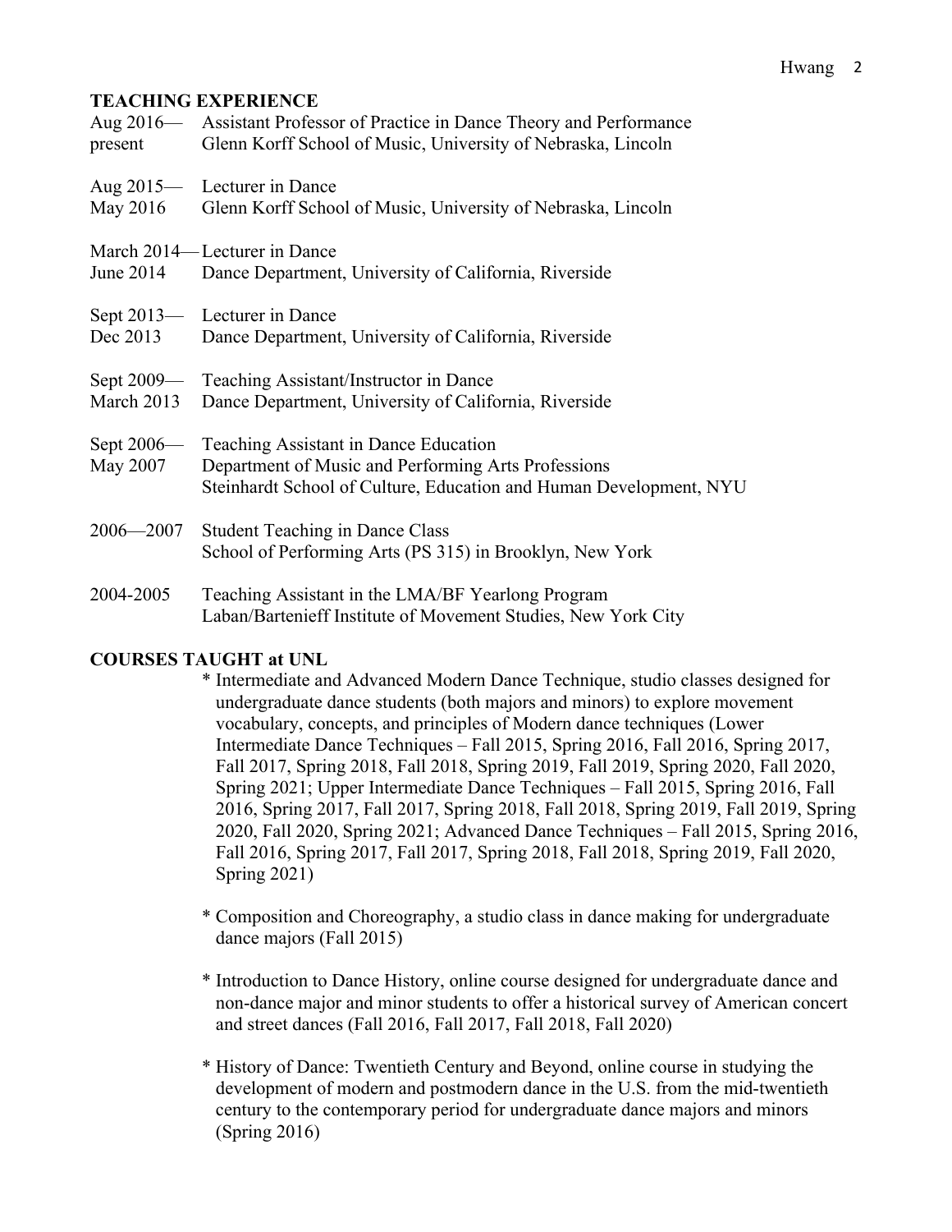## TEACHING EXPERIENCE

Aug 2016—present
Assistant Professor of Practice in Dance Theory and Performance
Glenn Korff School of Music, University of Nebraska, Lincoln

Aug 2015—May 2016
Lecturer in Dance
Glenn Korff School of Music, University of Nebraska, Lincoln

March 2014—June 2014
Lecturer in Dance
Dance Department, University of California, Riverside

Sept 2013—Dec 2013
Lecturer in Dance
Dance Department, University of California, Riverside

Sept 2009—March 2013
Teaching Assistant/Instructor in Dance
Dance Department, University of California, Riverside

Sept 2006—May 2007
Teaching Assistant in Dance Education
Department of Music and Performing Arts Professions
Steinhardt School of Culture, Education and Human Development, NYU

2006—2007
Student Teaching in Dance Class
School of Performing Arts (PS 315) in Brooklyn, New York

2004-2005
Teaching Assistant in the LMA/BF Yearlong Program
Laban/Bartenieff Institute of Movement Studies, New York City

## COURSES TAUGHT at UNL

* Intermediate and Advanced Modern Dance Technique, studio classes designed for undergraduate dance students (both majors and minors) to explore movement vocabulary, concepts, and principles of Modern dance techniques (Lower Intermediate Dance Techniques – Fall 2015, Spring 2016, Fall 2016, Spring 2017, Fall 2017, Spring 2018, Fall 2018, Spring 2019, Fall 2019, Spring 2020, Fall 2020, Spring 2021; Upper Intermediate Dance Techniques – Fall 2015, Spring 2016, Fall 2016, Spring 2017, Fall 2017, Spring 2018, Fall 2018, Spring 2019, Fall 2019, Spring 2020, Fall 2020, Spring 2021; Advanced Dance Techniques – Fall 2015, Spring 2016, Fall 2016, Spring 2017, Fall 2017, Spring 2018, Fall 2018, Spring 2019, Fall 2020, Spring 2021)

* Composition and Choreography, a studio class in dance making for undergraduate dance majors (Fall 2015)

* Introduction to Dance History, online course designed for undergraduate dance and non-dance major and minor students to offer a historical survey of American concert and street dances (Fall 2016, Fall 2017, Fall 2018, Fall 2020)

* History of Dance: Twentieth Century and Beyond, online course in studying the development of modern and postmodern dance in the U.S. from the mid-twentieth century to the contemporary period for undergraduate dance majors and minors (Spring 2016)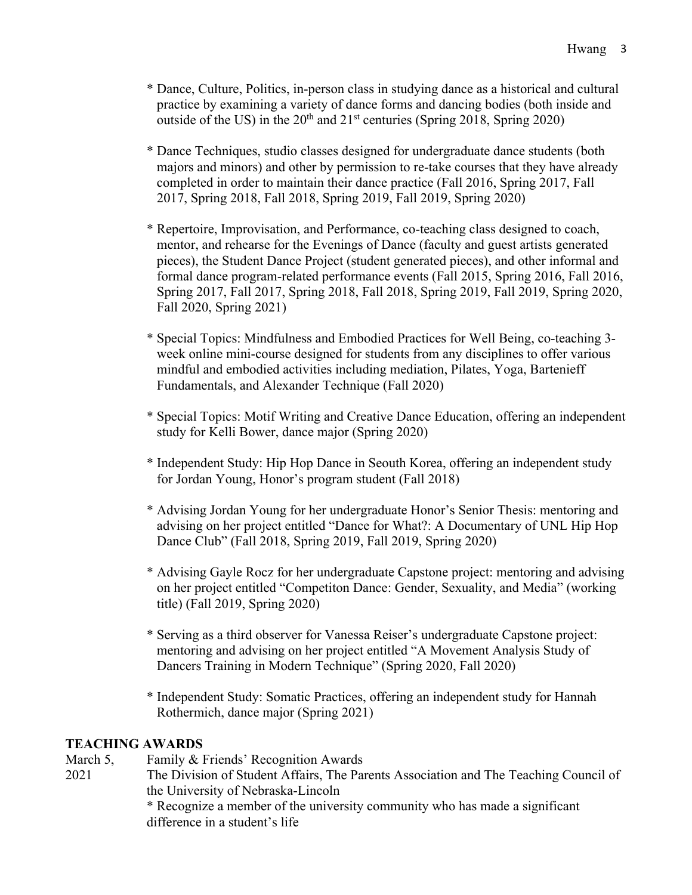* Dance, Culture, Politics, in-person class in studying dance as a historical and cultural practice by examining a variety of dance forms and dancing bodies (both inside and outside of the US) in the 20th and 21st centuries (Spring 2018, Spring 2020)

* Dance Techniques, studio classes designed for undergraduate dance students (both majors and minors) and other by permission to re-take courses that they have already completed in order to maintain their dance practice (Fall 2016, Spring 2017, Fall 2017, Spring 2018, Fall 2018, Spring 2019, Fall 2019, Spring 2020)

* Repertoire, Improvisation, and Performance, co-teaching class designed to coach, mentor, and rehearse for the Evenings of Dance (faculty and guest artists generated pieces), the Student Dance Project (student generated pieces), and other informal and formal dance program-related performance events (Fall 2015, Spring 2016, Fall 2016, Spring 2017, Fall 2017, Spring 2018, Fall 2018, Spring 2019, Fall 2019, Spring 2020, Fall 2020, Spring 2021)

* Special Topics: Mindfulness and Embodied Practices for Well Being, co-teaching 3-week online mini-course designed for students from any disciplines to offer various mindful and embodied activities including mediation, Pilates, Yoga, Bartenieff Fundamentals, and Alexander Technique (Fall 2020)

* Special Topics: Motif Writing and Creative Dance Education, offering an independent study for Kelli Bower, dance major (Spring 2020)

* Independent Study: Hip Hop Dance in Seouth Korea, offering an independent study for Jordan Young, Honor's program student (Fall 2018)

* Advising Jordan Young for her undergraduate Honor's Senior Thesis: mentoring and advising on her project entitled "Dance for What?: A Documentary of UNL Hip Hop Dance Club" (Fall 2018, Spring 2019, Fall 2019, Spring 2020)

* Advising Gayle Rocz for her undergraduate Capstone project: mentoring and advising on her project entitled "Competiton Dance: Gender, Sexuality, and Media" (working title) (Fall 2019, Spring 2020)

* Serving as a third observer for Vanessa Reiser's undergraduate Capstone project: mentoring and advising on her project entitled "A Movement Analysis Study of Dancers Training in Modern Technique" (Spring 2020, Fall 2020)

* Independent Study: Somatic Practices, offering an independent study for Hannah Rothermich, dance major (Spring 2021)

## TEACHING AWARDS

March 5, 2021 — Family & Friends' Recognition Awards
The Division of Student Affairs, The Parents Association and The Teaching Council of the University of Nebraska-Lincoln
* Recognize a member of the university community who has made a significant difference in a student's life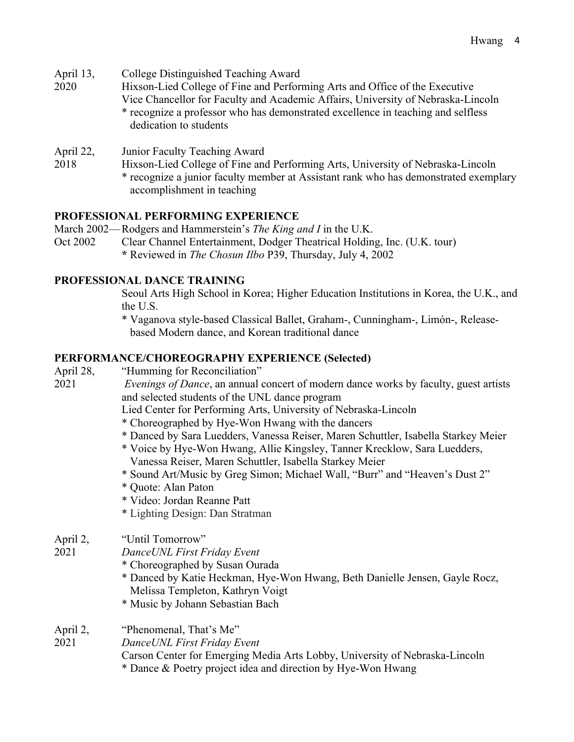April 13, 2020 — College Distinguished Teaching Award
Hixson-Lied College of Fine and Performing Arts and Office of the Executive Vice Chancellor for Faculty and Academic Affairs, University of Nebraska-Lincoln
* recognize a professor who has demonstrated excellence in teaching and selfless dedication to students

April 22, 2018 — Junior Faculty Teaching Award
Hixson-Lied College of Fine and Performing Arts, University of Nebraska-Lincoln
* recognize a junior faculty member at Assistant rank who has demonstrated exemplary accomplishment in teaching

## PROFESSIONAL PERFORMING EXPERIENCE

March 2002—Oct 2002 — Rodgers and Hammerstein's *The King and I* in the U.K.
Clear Channel Entertainment, Dodger Theatrical Holding, Inc. (U.K. tour)
**\*** Reviewed in *The Chosun Ilbo* P39, Thursday, July 4, 2002

## PROFESSIONAL DANCE TRAINING

Seoul Arts High School in Korea; Higher Education Institutions in Korea, the U.K., and the U.S.
* Vaganova style-based Classical Ballet, Graham-, Cunningham-, Limón-, Release-based Modern dance, and Korean traditional dance

## PERFORMANCE/CHOREOGRAPHY EXPERIENCE (Selected)

April 28, 2021 — "Humming for Reconciliation"
*Evenings of Dance*, an annual concert of modern dance works by faculty, guest artists and selected students of the UNL dance program
Lied Center for Performing Arts, University of Nebraska-Lincoln
* Choreographed by Hye-Won Hwang with the dancers
* Danced by Sara Luedders, Vanessa Reiser, Maren Schuttler, Isabella Starkey Meier
* Voice by Hye-Won Hwang, Allie Kingsley, Tanner Krecklow, Sara Luedders, Vanessa Reiser, Maren Schuttler, Isabella Starkey Meier
* Sound Art/Music by Greg Simon; Michael Wall, "Burr" and "Heaven's Dust 2"
* Quote: Alan Paton
* Video: Jordan Reanne Patt
* Lighting Design: Dan Stratman

April 2, 2021 — "Until Tomorrow"
*DanceUNL First Friday Event*
* Choreographed by Susan Ourada
* Danced by Katie Heckman, Hye-Won Hwang, Beth Danielle Jensen, Gayle Rocz, Melissa Templeton, Kathryn Voigt
* Music by Johann Sebastian Bach

April 2, 2021 — "Phenomenal, That's Me"
*DanceUNL First Friday Event*
Carson Center for Emerging Media Arts Lobby, University of Nebraska-Lincoln
* Dance & Poetry project idea and direction by Hye-Won Hwang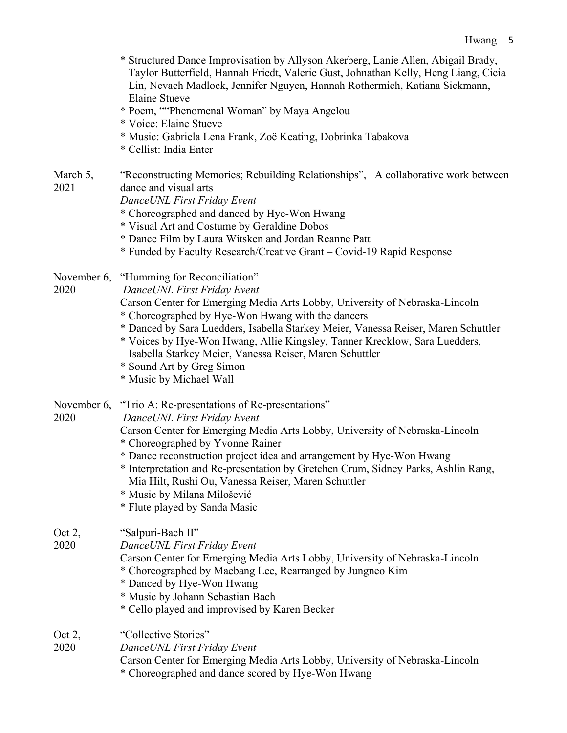* Structured Dance Improvisation by Allyson Akerberg, Lanie Allen, Abigail Brady, Taylor Butterfield, Hannah Friedt, Valerie Gust, Johnathan Kelly, Heng Liang, Cicia Lin, Nevaeh Madlock, Jennifer Nguyen, Hannah Rothermich, Katiana Sickmann, Elaine Stueve
* Poem, ""Phenomenal Woman" by Maya Angelou
* Voice: Elaine Stueve
* Music: Gabriela Lena Frank, Zoë Keating, Dobrinka Tabakova
* Cellist: India Enter

March 5, 2021 — "Reconstructing Memories; Rebuilding Relationships", A collaborative work between dance and visual arts
*DanceUNL First Friday Event*
* Choreographed and danced by Hye-Won Hwang
* Visual Art and Costume by Geraldine Dobos
* Dance Film by Laura Witsken and Jordan Reanne Patt
* Funded by Faculty Research/Creative Grant – Covid-19 Rapid Response

November 6, 2020 — "Humming for Reconciliation"
*DanceUNL First Friday Event*
Carson Center for Emerging Media Arts Lobby, University of Nebraska-Lincoln
* Choreographed by Hye-Won Hwang with the dancers
* Danced by Sara Luedders, Isabella Starkey Meier, Vanessa Reiser, Maren Schuttler
* Voices by Hye-Won Hwang, Allie Kingsley, Tanner Krecklow, Sara Luedders, Isabella Starkey Meier, Vanessa Reiser, Maren Schuttler
* Sound Art by Greg Simon
* Music by Michael Wall

November 6, 2020 — "Trio A: Re-presentations of Re-presentations"
*DanceUNL First Friday Event*
Carson Center for Emerging Media Arts Lobby, University of Nebraska-Lincoln
* Choreographed by Yvonne Rainer
* Dance reconstruction project idea and arrangement by Hye-Won Hwang
* Interpretation and Re-presentation by Gretchen Crum, Sidney Parks, Ashlin Rang, Mia Hilt, Rushi Ou, Vanessa Reiser, Maren Schuttler
* Music by Milana Milošević
* Flute played by Sanda Masic

Oct 2, 2020 — "Salpuri-Bach II"
*DanceUNL First Friday Event*
Carson Center for Emerging Media Arts Lobby, University of Nebraska-Lincoln
* Choreographed by Maebang Lee, Rearranged by Jungneo Kim
* Danced by Hye-Won Hwang
* Music by Johann Sebastian Bach
* Cello played and improvised by Karen Becker

Oct 2, 2020 — "Collective Stories"
*DanceUNL First Friday Event*
Carson Center for Emerging Media Arts Lobby, University of Nebraska-Lincoln
* Choreographed and dance scored by Hye-Won Hwang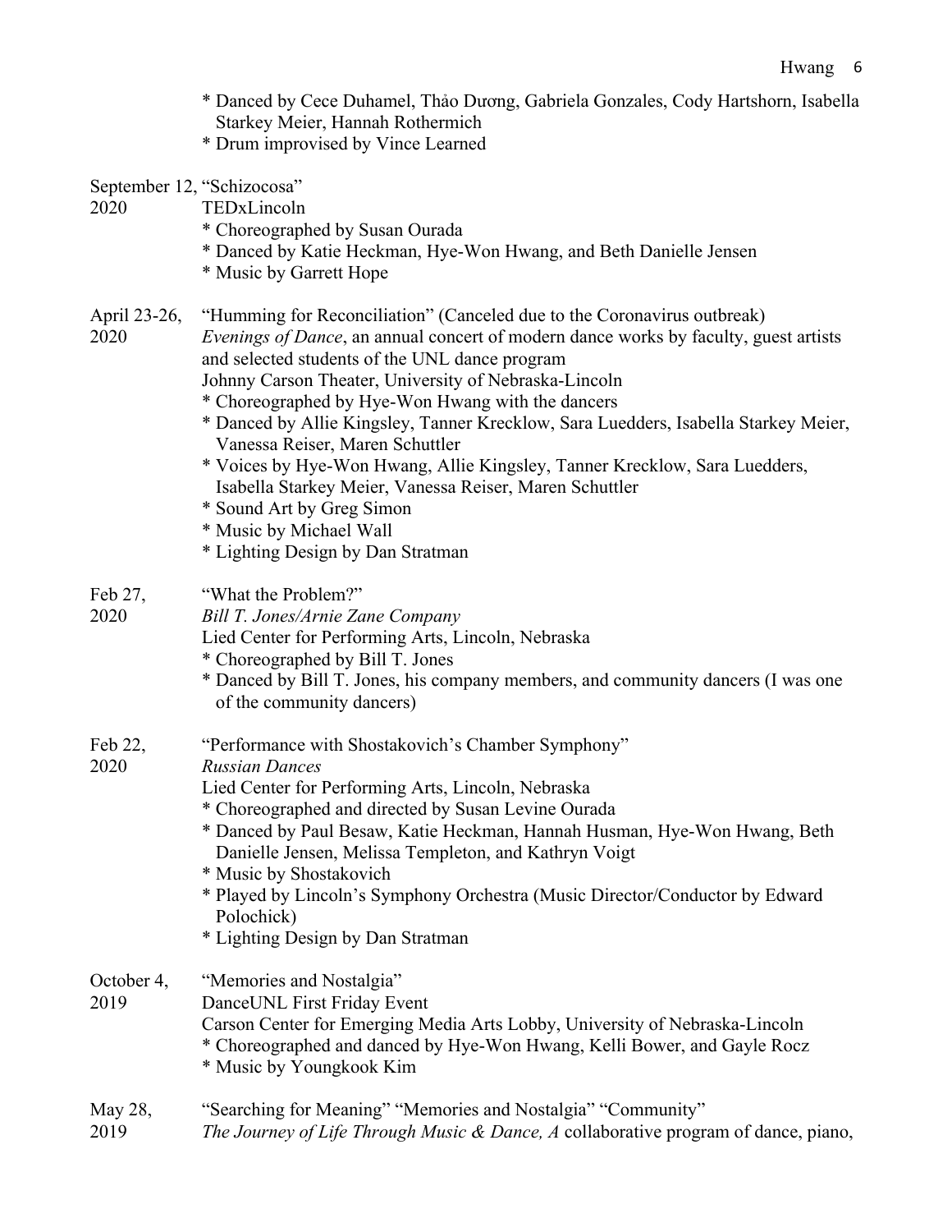* Danced by Cece Duhamel, Thảo Dương, Gabriela Gonzales, Cody Hartshorn, Isabella Starkey Meier, Hannah Rothermich
* Drum improvised by Vince Learned

September 12, 2020 — "Schizocosa"
TEDxLincoln
* Choreographed by Susan Ourada
* Danced by Katie Heckman, Hye-Won Hwang, and Beth Danielle Jensen
* Music by Garrett Hope

April 23-26, 2020 — "Humming for Reconciliation" (Canceled due to the Coronavirus outbreak)
*Evenings of Dance*, an annual concert of modern dance works by faculty, guest artists and selected students of the UNL dance program
Johnny Carson Theater, University of Nebraska-Lincoln
* Choreographed by Hye-Won Hwang with the dancers
* Danced by Allie Kingsley, Tanner Krecklow, Sara Luedders, Isabella Starkey Meier, Vanessa Reiser, Maren Schuttler
* Voices by Hye-Won Hwang, Allie Kingsley, Tanner Krecklow, Sara Luedders, Isabella Starkey Meier, Vanessa Reiser, Maren Schuttler
* Sound Art by Greg Simon
* Music by Michael Wall
* Lighting Design by Dan Stratman

Feb 27, 2020 — "What the Problem?"
*Bill T. Jones/Arnie Zane Company*
Lied Center for Performing Arts, Lincoln, Nebraska
* Choreographed by Bill T. Jones
* Danced by Bill T. Jones, his company members, and community dancers (I was one of the community dancers)

Feb 22, 2020 — "Performance with Shostakovich's Chamber Symphony"
*Russian Dances*
Lied Center for Performing Arts, Lincoln, Nebraska
* Choreographed and directed by Susan Levine Ourada
* Danced by Paul Besaw, Katie Heckman, Hannah Husman, Hye-Won Hwang, Beth Danielle Jensen, Melissa Templeton, and Kathryn Voigt
* Music by Shostakovich
* Played by Lincoln's Symphony Orchestra (Music Director/Conductor by Edward Polochick)
* Lighting Design by Dan Stratman

October 4, 2019 — "Memories and Nostalgia"
DanceUNL First Friday Event
Carson Center for Emerging Media Arts Lobby, University of Nebraska-Lincoln
* Choreographed and danced by Hye-Won Hwang, Kelli Bower, and Gayle Rocz
* Music by Youngkook Kim

May 28, 2019 — "Searching for Meaning" "Memories and Nostalgia" "Community"
*The Journey of Life Through Music & Dance, A* collaborative program of dance, piano,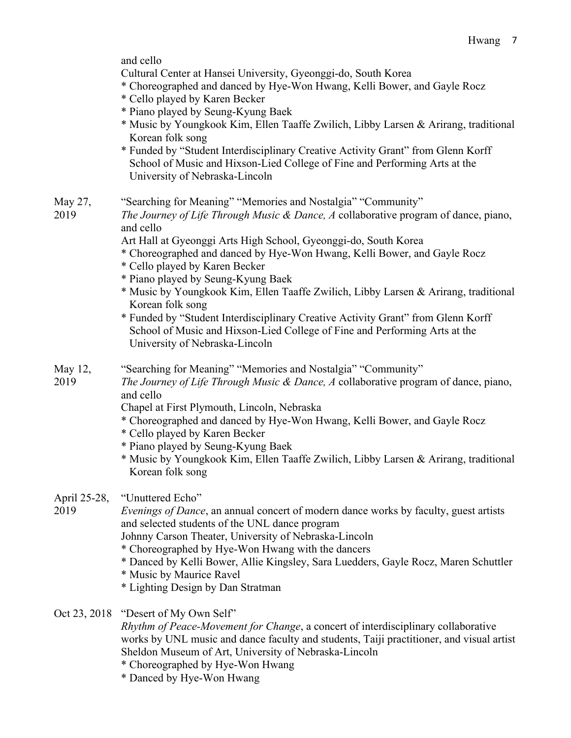and cello
Cultural Center at Hansei University, Gyeonggi-do, South Korea
* Choreographed and danced by Hye-Won Hwang, Kelli Bower, and Gayle Rocz
* Cello played by Karen Becker
* Piano played by Seung-Kyung Baek
* Music by Youngkook Kim, Ellen Taaffe Zwilich, Libby Larsen & Arirang, traditional Korean folk song
* Funded by "Student Interdisciplinary Creative Activity Grant" from Glenn Korff School of Music and Hixson-Lied College of Fine and Performing Arts at the University of Nebraska-Lincoln

May 27, 2019
"Searching for Meaning" "Memories and Nostalgia" "Community"
*The Journey of Life Through Music & Dance, A* collaborative program of dance, piano, and cello
Art Hall at Gyeonggi Arts High School, Gyeonggi-do, South Korea
* Choreographed and danced by Hye-Won Hwang, Kelli Bower, and Gayle Rocz
* Cello played by Karen Becker
* Piano played by Seung-Kyung Baek
* Music by Youngkook Kim, Ellen Taaffe Zwilich, Libby Larsen & Arirang, traditional Korean folk song
* Funded by "Student Interdisciplinary Creative Activity Grant" from Glenn Korff School of Music and Hixson-Lied College of Fine and Performing Arts at the University of Nebraska-Lincoln

May 12, 2019
"Searching for Meaning" "Memories and Nostalgia" "Community"
*The Journey of Life Through Music & Dance, A* collaborative program of dance, piano, and cello
Chapel at First Plymouth, Lincoln, Nebraska
* Choreographed and danced by Hye-Won Hwang, Kelli Bower, and Gayle Rocz
* Cello played by Karen Becker
* Piano played by Seung-Kyung Baek
* Music by Youngkook Kim, Ellen Taaffe Zwilich, Libby Larsen & Arirang, traditional Korean folk song

April 25-28, 2019
"Unuttered Echo"
*Evenings of Dance*, an annual concert of modern dance works by faculty, guest artists and selected students of the UNL dance program
Johnny Carson Theater, University of Nebraska-Lincoln
* Choreographed by Hye-Won Hwang with the dancers
* Danced by Kelli Bower, Allie Kingsley, Sara Luedders, Gayle Rocz, Maren Schuttler
* Music by Maurice Ravel
* Lighting Design by Dan Stratman

Oct 23, 2018
"Desert of My Own Self"
*Rhythm of Peace-Movement for Change*, a concert of interdisciplinary collaborative works by UNL music and dance faculty and students, Taiji practitioner, and visual artist
Sheldon Museum of Art, University of Nebraska-Lincoln
* Choreographed by Hye-Won Hwang
* Danced by Hye-Won Hwang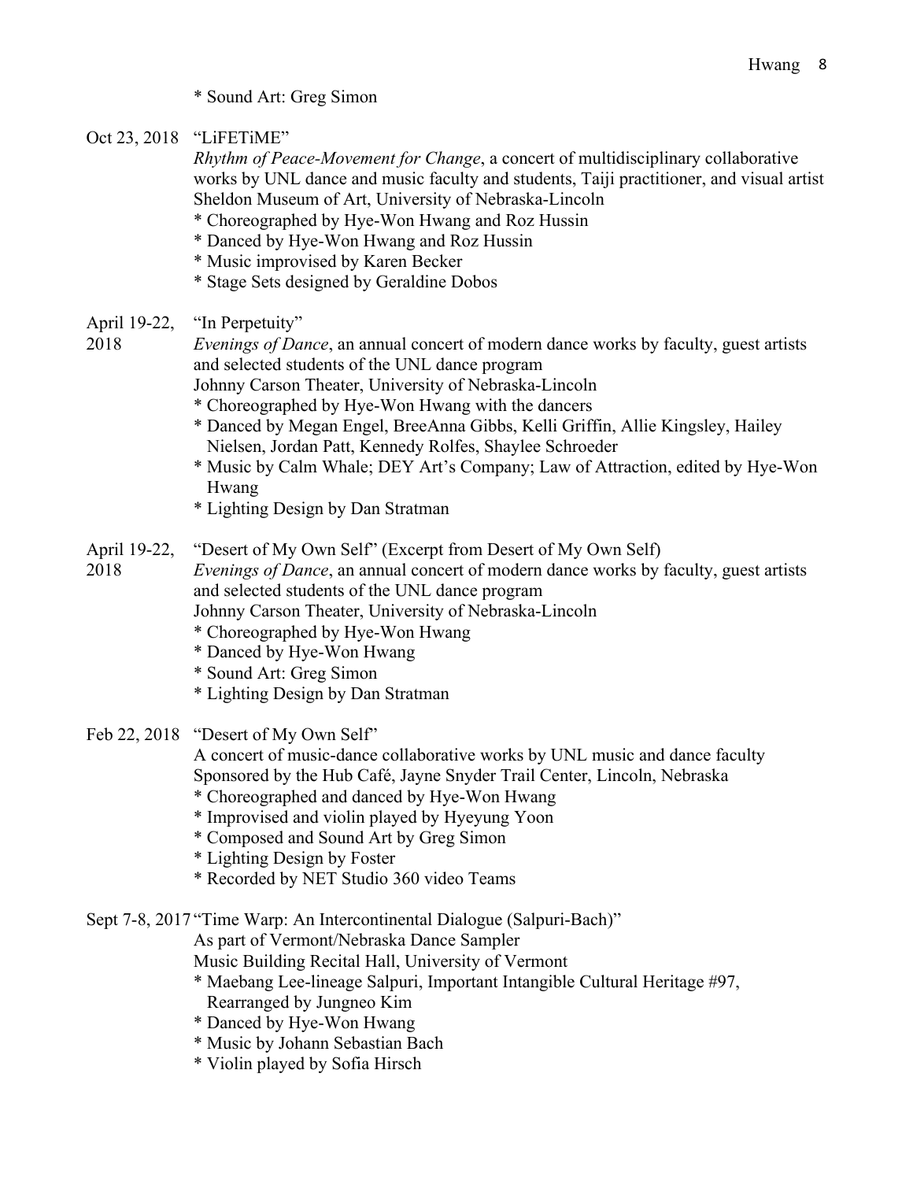* Sound Art: Greg Simon

Oct 23, 2018 "LiFETiME"
*Rhythm of Peace-Movement for Change*, a concert of multidisciplinary collaborative works by UNL dance and music faculty and students, Taiji practitioner, and visual artist
Sheldon Museum of Art, University of Nebraska-Lincoln
* Choreographed by Hye-Won Hwang and Roz Hussin
* Danced by Hye-Won Hwang and Roz Hussin
* Music improvised by Karen Becker
* Stage Sets designed by Geraldine Dobos

April 19-22, 2018 "In Perpetuity"
*Evenings of Dance*, an annual concert of modern dance works by faculty, guest artists and selected students of the UNL dance program
Johnny Carson Theater, University of Nebraska-Lincoln
* Choreographed by Hye-Won Hwang with the dancers
* Danced by Megan Engel, BreeAnna Gibbs, Kelli Griffin, Allie Kingsley, Hailey Nielsen, Jordan Patt, Kennedy Rolfes, Shaylee Schroeder
* Music by Calm Whale; DEY Art's Company; Law of Attraction, edited by Hye-Won Hwang
* Lighting Design by Dan Stratman

April 19-22, 2018 "Desert of My Own Self" (Excerpt from Desert of My Own Self)
*Evenings of Dance*, an annual concert of modern dance works by faculty, guest artists and selected students of the UNL dance program
Johnny Carson Theater, University of Nebraska-Lincoln
* Choreographed by Hye-Won Hwang
* Danced by Hye-Won Hwang
* Sound Art: Greg Simon
* Lighting Design by Dan Stratman

Feb 22, 2018 "Desert of My Own Self"
A concert of music-dance collaborative works by UNL music and dance faculty
Sponsored by the Hub Café, Jayne Snyder Trail Center, Lincoln, Nebraska
* Choreographed and danced by Hye-Won Hwang
* Improvised and violin played by Hyeyung Yoon
* Composed and Sound Art by Greg Simon
* Lighting Design by Foster
* Recorded by NET Studio 360 video Teams

Sept 7-8, 2017 "Time Warp: An Intercontinental Dialogue (Salpuri-Bach)"
As part of Vermont/Nebraska Dance Sampler
Music Building Recital Hall, University of Vermont
* Maebang Lee-lineage Salpuri, Important Intangible Cultural Heritage #97, Rearranged by Jungneo Kim
* Danced by Hye-Won Hwang
* Music by Johann Sebastian Bach
* Violin played by Sofia Hirsch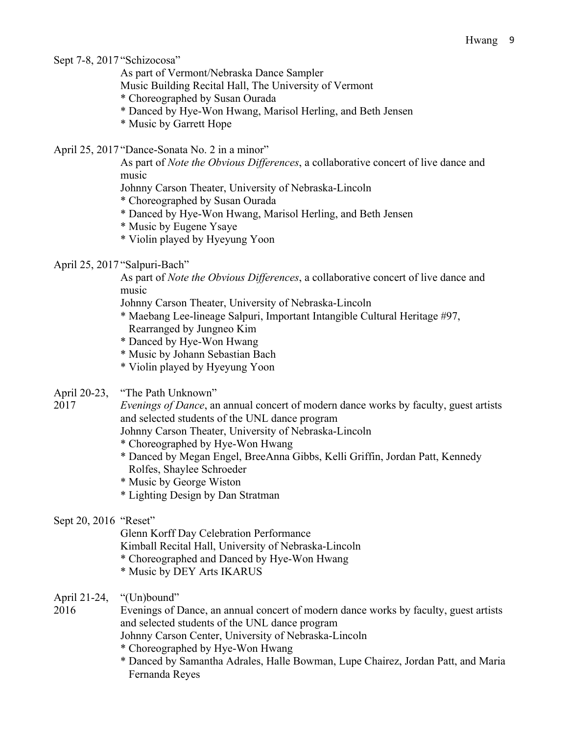Sept 7-8, 2017 "Schizocosa"

As part of Vermont/Nebraska Dance Sampler
Music Building Recital Hall, The University of Vermont
* Choreographed by Susan Ourada
* Danced by Hye-Won Hwang, Marisol Herling, and Beth Jensen
* Music by Garrett Hope

April 25, 2017 "Dance-Sonata No. 2 in a minor"

As part of *Note the Obvious Differences*, a collaborative concert of live dance and music
Johnny Carson Theater, University of Nebraska-Lincoln
* Choreographed by Susan Ourada
* Danced by Hye-Won Hwang, Marisol Herling, and Beth Jensen
* Music by Eugene Ysaye
* Violin played by Hyeyung Yoon

April 25, 2017 "Salpuri-Bach"

As part of *Note the Obvious Differences*, a collaborative concert of live dance and music
Johnny Carson Theater, University of Nebraska-Lincoln
* Maebang Lee-lineage Salpuri, Important Intangible Cultural Heritage #97, Rearranged by Jungneo Kim
* Danced by Hye-Won Hwang
* Music by Johann Sebastian Bach
* Violin played by Hyeyung Yoon

April 20-23, 2017 "The Path Unknown"

*Evenings of Dance*, an annual concert of modern dance works by faculty, guest artists and selected students of the UNL dance program
Johnny Carson Theater, University of Nebraska-Lincoln
* Choreographed by Hye-Won Hwang
* Danced by Megan Engel, BreeAnna Gibbs, Kelli Griffin, Jordan Patt, Kennedy Rolfes, Shaylee Schroeder
* Music by George Wiston
* Lighting Design by Dan Stratman

Sept 20, 2016 "Reset"

Glenn Korff Day Celebration Performance
Kimball Recital Hall, University of Nebraska-Lincoln
* Choreographed and Danced by Hye-Won Hwang
* Music by DEY Arts IKARUS

April 21-24, 2016 "(Un)bound"

Evenings of Dance, an annual concert of modern dance works by faculty, guest artists and selected students of the UNL dance program
Johnny Carson Center, University of Nebraska-Lincoln
* Choreographed by Hye-Won Hwang
* Danced by Samantha Adrales, Halle Bowman, Lupe Chairez, Jordan Patt, and Maria Fernanda Reyes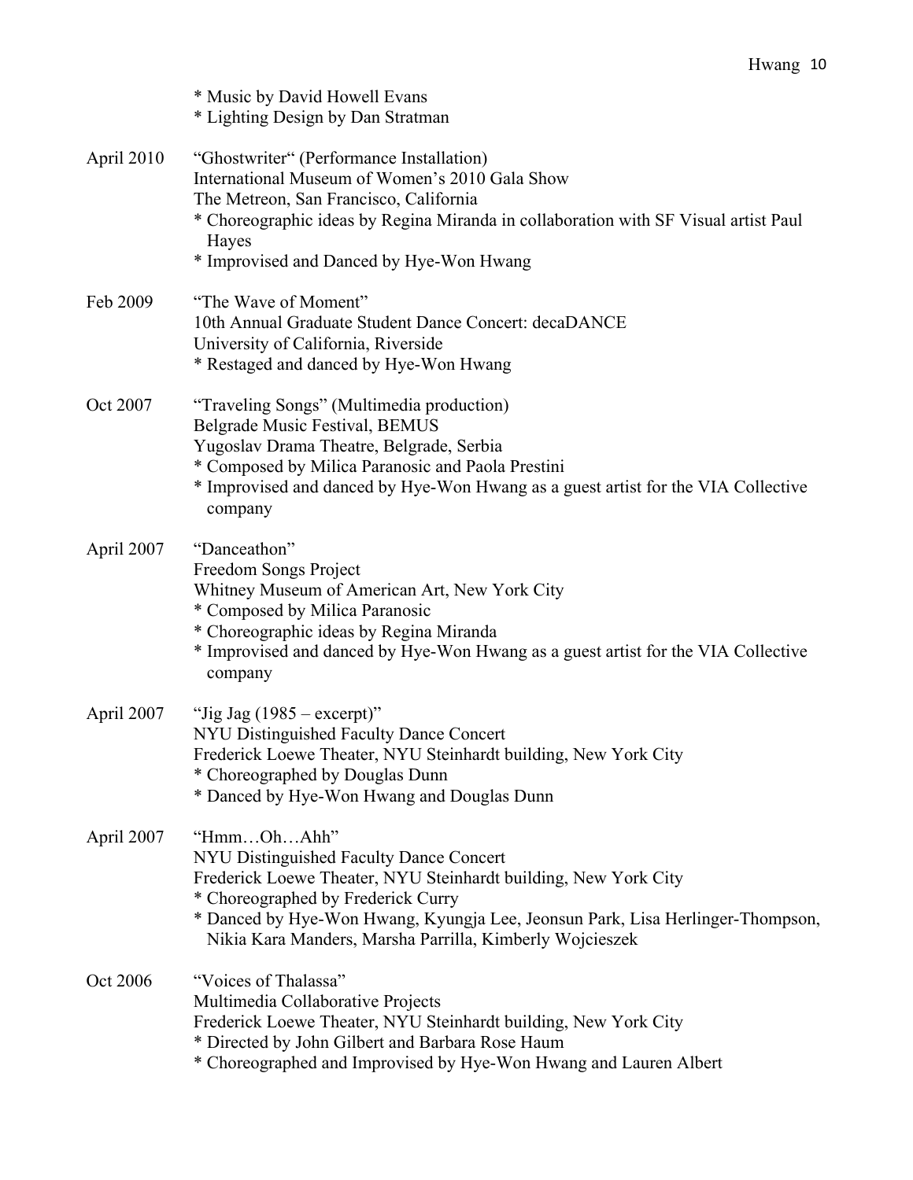* Music by David Howell Evans
* Lighting Design by Dan Stratman

April 2010 "Ghostwriter" (Performance Installation)
International Museum of Women's 2010 Gala Show
The Metreon, San Francisco, California
* Choreographic ideas by Regina Miranda in collaboration with SF Visual artist Paul Hayes
* Improvised and Danced by Hye-Won Hwang

Feb 2009 "The Wave of Moment"
10th Annual Graduate Student Dance Concert: decaDANCE
University of California, Riverside
* Restaged and danced by Hye-Won Hwang

Oct 2007 "Traveling Songs" (Multimedia production)
Belgrade Music Festival, BEMUS
Yugoslav Drama Theatre, Belgrade, Serbia
* Composed by Milica Paranosic and Paola Prestini
* Improvised and danced by Hye-Won Hwang as a guest artist for the VIA Collective company

April 2007 "Danceathon"
Freedom Songs Project
Whitney Museum of American Art, New York City
* Composed by Milica Paranosic
* Choreographic ideas by Regina Miranda
* Improvised and danced by Hye-Won Hwang as a guest artist for the VIA Collective company

April 2007 "Jig Jag (1985 – excerpt)"
NYU Distinguished Faculty Dance Concert
Frederick Loewe Theater, NYU Steinhardt building, New York City
* Choreographed by Douglas Dunn
* Danced by Hye-Won Hwang and Douglas Dunn

April 2007 "Hmm…Oh…Ahh"
NYU Distinguished Faculty Dance Concert
Frederick Loewe Theater, NYU Steinhardt building, New York City
* Choreographed by Frederick Curry
* Danced by Hye-Won Hwang, Kyungja Lee, Jeonsun Park, Lisa Herlinger-Thompson, Nikia Kara Manders, Marsha Parrilla, Kimberly Wojcieszek

Oct 2006 "Voices of Thalassa"
Multimedia Collaborative Projects
Frederick Loewe Theater, NYU Steinhardt building, New York City
* Directed by John Gilbert and Barbara Rose Haum
* Choreographed and Improvised by Hye-Won Hwang and Lauren Albert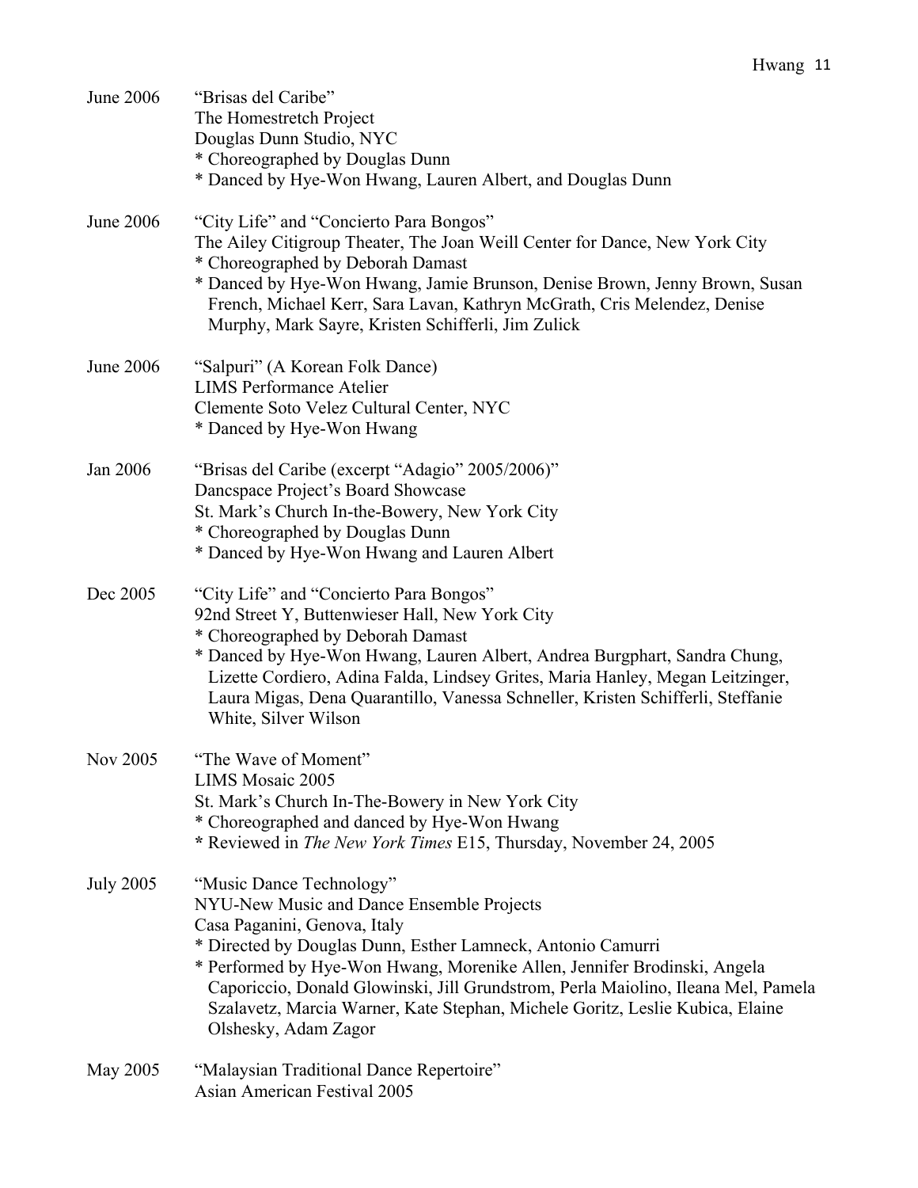June 2006 “Brisas del Caribe”
The Homestretch Project
Douglas Dunn Studio, NYC
* Choreographed by Douglas Dunn
* Danced by Hye-Won Hwang, Lauren Albert, and Douglas Dunn

June 2006 “City Life” and “Concierto Para Bongos”
The Ailey Citigroup Theater, The Joan Weill Center for Dance, New York City
* Choreographed by Deborah Damast
* Danced by Hye-Won Hwang, Jamie Brunson, Denise Brown, Jenny Brown, Susan French, Michael Kerr, Sara Lavan, Kathryn McGrath, Cris Melendez, Denise Murphy, Mark Sayre, Kristen Schifferli, Jim Zulick

June 2006 “Salpuri” (A Korean Folk Dance)
LIMS Performance Atelier
Clemente Soto Velez Cultural Center, NYC
* Danced by Hye-Won Hwang

Jan 2006 “Brisas del Caribe (excerpt “Adagio” 2005/2006)”
Dancspace Project’s Board Showcase
St. Mark’s Church In-the-Bowery, New York City
* Choreographed by Douglas Dunn
* Danced by Hye-Won Hwang and Lauren Albert

Dec 2005 “City Life” and “Concierto Para Bongos”
92nd Street Y, Buttenwieser Hall, New York City
* Choreographed by Deborah Damast
* Danced by Hye-Won Hwang, Lauren Albert, Andrea Burgphart, Sandra Chung, Lizette Cordiero, Adina Falda, Lindsey Grites, Maria Hanley, Megan Leitzinger, Laura Migas, Dena Quarantillo, Vanessa Schneller, Kristen Schifferli, Steffanie White, Silver Wilson

Nov 2005 “The Wave of Moment”
LIMS Mosaic 2005
St. Mark’s Church In-The-Bowery in New York City
* Choreographed and danced by Hye-Won Hwang
* Reviewed in *The New York Times* E15, Thursday, November 24, 2005

July 2005 “Music Dance Technology”
NYU-New Music and Dance Ensemble Projects
Casa Paganini, Genova, Italy
* Directed by Douglas Dunn, Esther Lamneck, Antonio Camurri
* Performed by Hye-Won Hwang, Morenike Allen, Jennifer Brodinski, Angela Caporiccio, Donald Glowinski, Jill Grundstrom, Perla Maiolino, Ileana Mel, Pamela Szalavetz, Marcia Warner, Kate Stephan, Michele Goritz, Leslie Kubica, Elaine Olshesky, Adam Zagor

May 2005 “Malaysian Traditional Dance Repertoire”
Asian American Festival 2005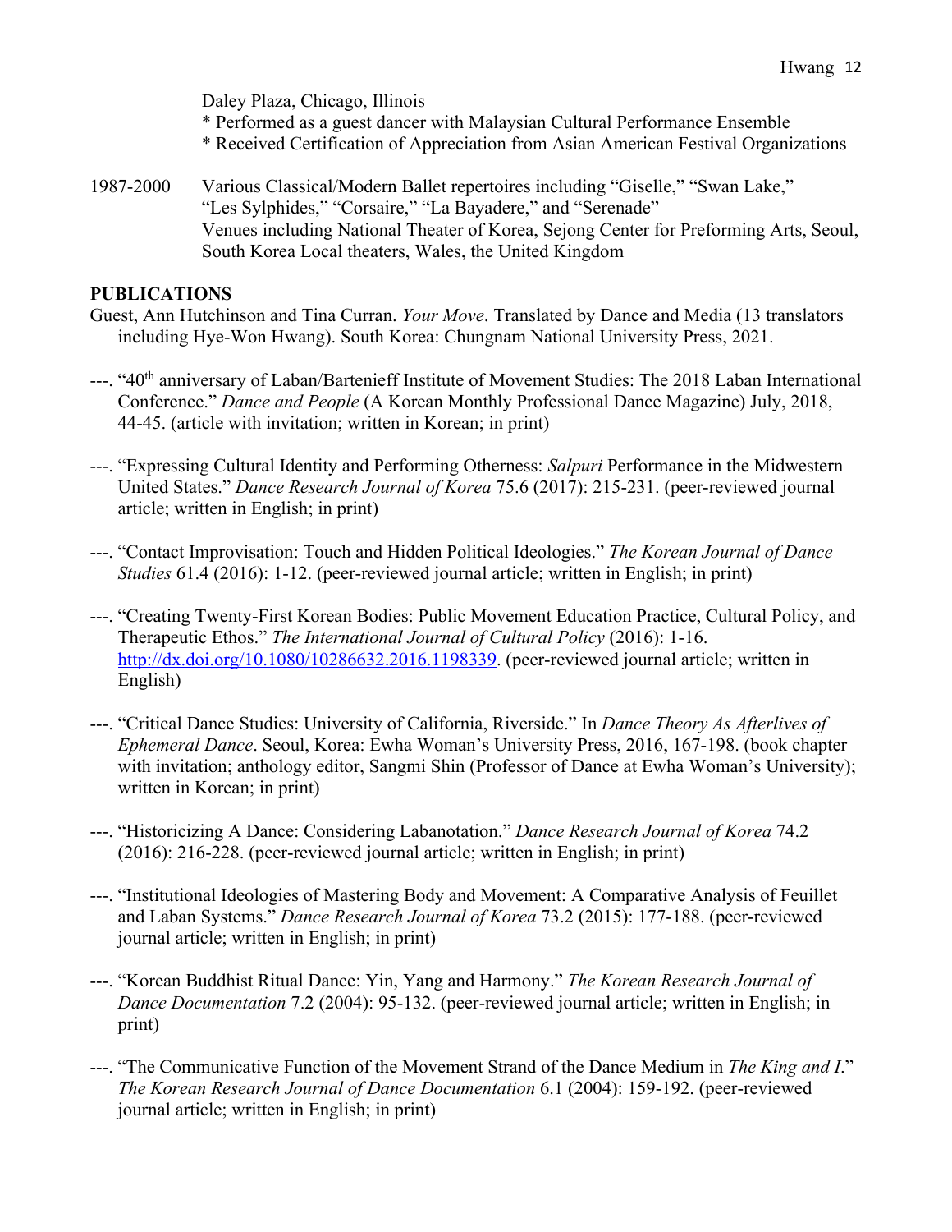Daley Plaza, Chicago, Illinois
* Performed as a guest dancer with Malaysian Cultural Performance Ensemble
* Received Certification of Appreciation from Asian American Festival Organizations

1987-2000 Various Classical/Modern Ballet repertoires including "Giselle," "Swan Lake," "Les Sylphides," "Corsaire," "La Bayadere," and "Serenade"
Venues including National Theater of Korea, Sejong Center for Preforming Arts, Seoul, South Korea Local theaters, Wales, the United Kingdom

## PUBLICATIONS

Guest, Ann Hutchinson and Tina Curran. *Your Move*. Translated by Dance and Media (13 translators including Hye-Won Hwang). South Korea: Chungnam National University Press, 2021.

---. "40th anniversary of Laban/Bartenieff Institute of Movement Studies: The 2018 Laban International Conference." *Dance and People* (A Korean Monthly Professional Dance Magazine) July, 2018, 44-45. (article with invitation; written in Korean; in print)

---. "Expressing Cultural Identity and Performing Otherness: *Salpuri* Performance in the Midwestern United States." *Dance Research Journal of Korea* 75.6 (2017): 215-231. (peer-reviewed journal article; written in English; in print)

---. "Contact Improvisation: Touch and Hidden Political Ideologies." *The Korean Journal of Dance Studies* 61.4 (2016): 1-12. (peer-reviewed journal article; written in English; in print)

---. "Creating Twenty-First Korean Bodies: Public Movement Education Practice, Cultural Policy, and Therapeutic Ethos." *The International Journal of Cultural Policy* (2016): 1-16. http://dx.doi.org/10.1080/10286632.2016.1198339. (peer-reviewed journal article; written in English)

---. "Critical Dance Studies: University of California, Riverside." In *Dance Theory As Afterlives of Ephemeral Dance*. Seoul, Korea: Ewha Woman's University Press, 2016, 167-198. (book chapter with invitation; anthology editor, Sangmi Shin (Professor of Dance at Ewha Woman's University); written in Korean; in print)

---. "Historicizing A Dance: Considering Labanotation." *Dance Research Journal of Korea* 74.2 (2016): 216-228. (peer-reviewed journal article; written in English; in print)

---. "Institutional Ideologies of Mastering Body and Movement: A Comparative Analysis of Feuillet and Laban Systems." *Dance Research Journal of Korea* 73.2 (2015): 177-188. (peer-reviewed journal article; written in English; in print)

---. "Korean Buddhist Ritual Dance: Yin, Yang and Harmony." *The Korean Research Journal of Dance Documentation* 7.2 (2004): 95-132. (peer-reviewed journal article; written in English; in print)

---. "The Communicative Function of the Movement Strand of the Dance Medium in *The King and I*." *The Korean Research Journal of Dance Documentation* 6.1 (2004): 159-192. (peer-reviewed journal article; written in English; in print)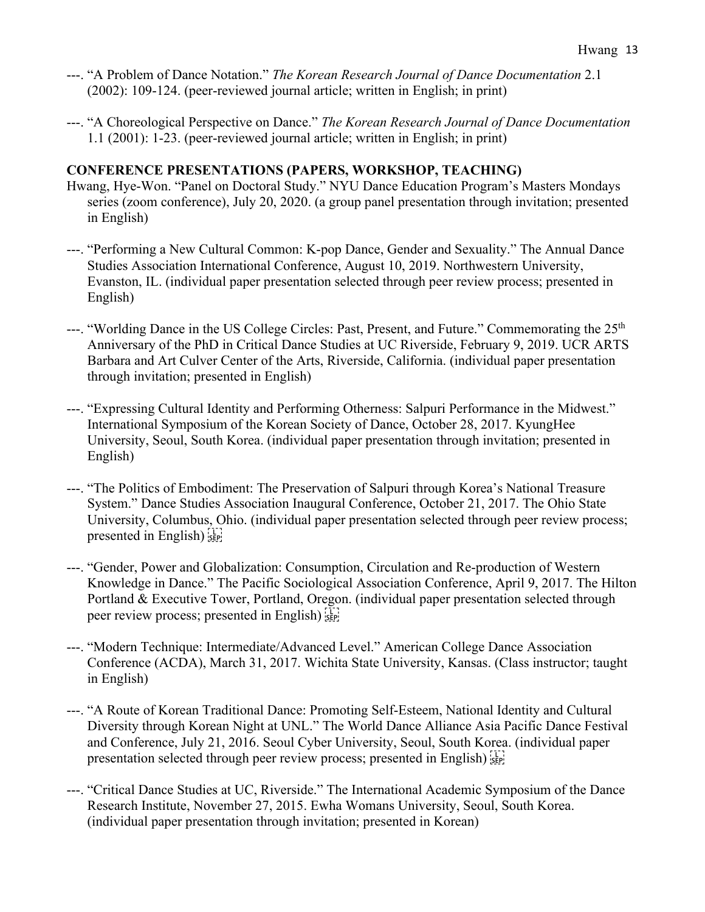---. "A Problem of Dance Notation." *The Korean Research Journal of Dance Documentation* 2.1 (2002): 109-124. (peer-reviewed journal article; written in English; in print)

---. "A Choreological Perspective on Dance." *The Korean Research Journal of Dance Documentation* 1.1 (2001): 1-23. (peer-reviewed journal article; written in English; in print)

## CONFERENCE PRESENTATIONS (PAPERS, WORKSHOP, TEACHING)

Hwang, Hye-Won. "Panel on Doctoral Study." NYU Dance Education Program's Masters Mondays series (zoom conference), July 20, 2020. (a group panel presentation through invitation; presented in English)

---. "Performing a New Cultural Common: K-pop Dance, Gender and Sexuality." The Annual Dance Studies Association International Conference, August 10, 2019. Northwestern University, Evanston, IL. (individual paper presentation selected through peer review process; presented in English)

---. "Worlding Dance in the US College Circles: Past, Present, and Future." Commemorating the 25th Anniversary of the PhD in Critical Dance Studies at UC Riverside, February 9, 2019. UCR ARTS Barbara and Art Culver Center of the Arts, Riverside, California. (individual paper presentation through invitation; presented in English)

---. "Expressing Cultural Identity and Performing Otherness: Salpuri Performance in the Midwest." International Symposium of the Korean Society of Dance, October 28, 2017. KyungHee University, Seoul, South Korea. (individual paper presentation through invitation; presented in English)

---. "The Politics of Embodiment: The Preservation of Salpuri through Korea's National Treasure System." Dance Studies Association Inaugural Conference, October 21, 2017. The Ohio State University, Columbus, Ohio. (individual paper presentation selected through peer review process; presented in English)

---. "Gender, Power and Globalization: Consumption, Circulation and Re-production of Western Knowledge in Dance." The Pacific Sociological Association Conference, April 9, 2017. The Hilton Portland & Executive Tower, Portland, Oregon. (individual paper presentation selected through peer review process; presented in English)

---. "Modern Technique: Intermediate/Advanced Level." American College Dance Association Conference (ACDA), March 31, 2017. Wichita State University, Kansas. (Class instructor; taught in English)

---. "A Route of Korean Traditional Dance: Promoting Self-Esteem, National Identity and Cultural Diversity through Korean Night at UNL." The World Dance Alliance Asia Pacific Dance Festival and Conference, July 21, 2016. Seoul Cyber University, Seoul, South Korea. (individual paper presentation selected through peer review process; presented in English)

---. "Critical Dance Studies at UC, Riverside." The International Academic Symposium of the Dance Research Institute, November 27, 2015. Ewha Womans University, Seoul, South Korea. (individual paper presentation through invitation; presented in Korean)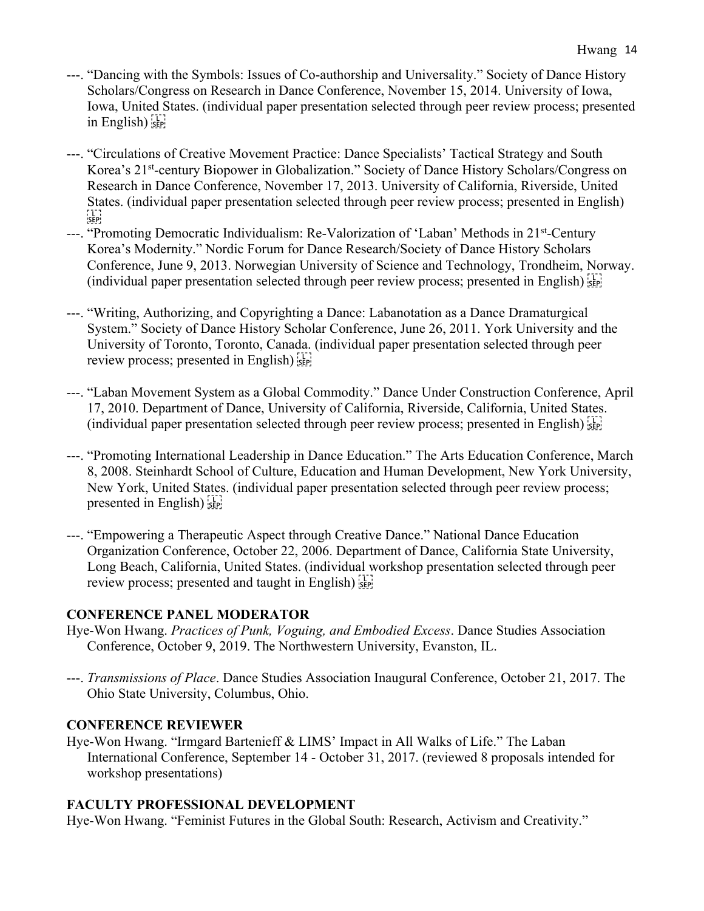---. "Dancing with the Symbols: Issues of Co-authorship and Universality." Society of Dance History Scholars/Congress on Research in Dance Conference, November 15, 2014. University of Iowa, Iowa, United States. (individual paper presentation selected through peer review process; presented in English)

---. "Circulations of Creative Movement Practice: Dance Specialists' Tactical Strategy and South Korea's 21st-century Biopower in Globalization." Society of Dance History Scholars/Congress on Research in Dance Conference, November 17, 2013. University of California, Riverside, United States. (individual paper presentation selected through peer review process; presented in English)

---. "Promoting Democratic Individualism: Re-Valorization of 'Laban' Methods in 21st-Century Korea's Modernity." Nordic Forum for Dance Research/Society of Dance History Scholars Conference, June 9, 2013. Norwegian University of Science and Technology, Trondheim, Norway. (individual paper presentation selected through peer review process; presented in English)

---. "Writing, Authorizing, and Copyrighting a Dance: Labanotation as a Dance Dramaturgical System." Society of Dance History Scholar Conference, June 26, 2011. York University and the University of Toronto, Toronto, Canada. (individual paper presentation selected through peer review process; presented in English)

---. "Laban Movement System as a Global Commodity." Dance Under Construction Conference, April 17, 2010. Department of Dance, University of California, Riverside, California, United States. (individual paper presentation selected through peer review process; presented in English)

---. "Promoting International Leadership in Dance Education." The Arts Education Conference, March 8, 2008. Steinhardt School of Culture, Education and Human Development, New York University, New York, United States. (individual paper presentation selected through peer review process; presented in English)

---. "Empowering a Therapeutic Aspect through Creative Dance." National Dance Education Organization Conference, October 22, 2006. Department of Dance, California State University, Long Beach, California, United States. (individual workshop presentation selected through peer review process; presented and taught in English)

## CONFERENCE PANEL MODERATOR

Hye-Won Hwang. *Practices of Punk, Voguing, and Embodied Excess*. Dance Studies Association Conference, October 9, 2019. The Northwestern University, Evanston, IL.

---. *Transmissions of Place*. Dance Studies Association Inaugural Conference, October 21, 2017. The Ohio State University, Columbus, Ohio.

## CONFERENCE REVIEWER

Hye-Won Hwang. "Irmgard Bartenieff & LIMS' Impact in All Walks of Life." The Laban International Conference, September 14 - October 31, 2017. (reviewed 8 proposals intended for workshop presentations)

## FACULTY PROFESSIONAL DEVELOPMENT

Hye-Won Hwang. "Feminist Futures in the Global South: Research, Activism and Creativity."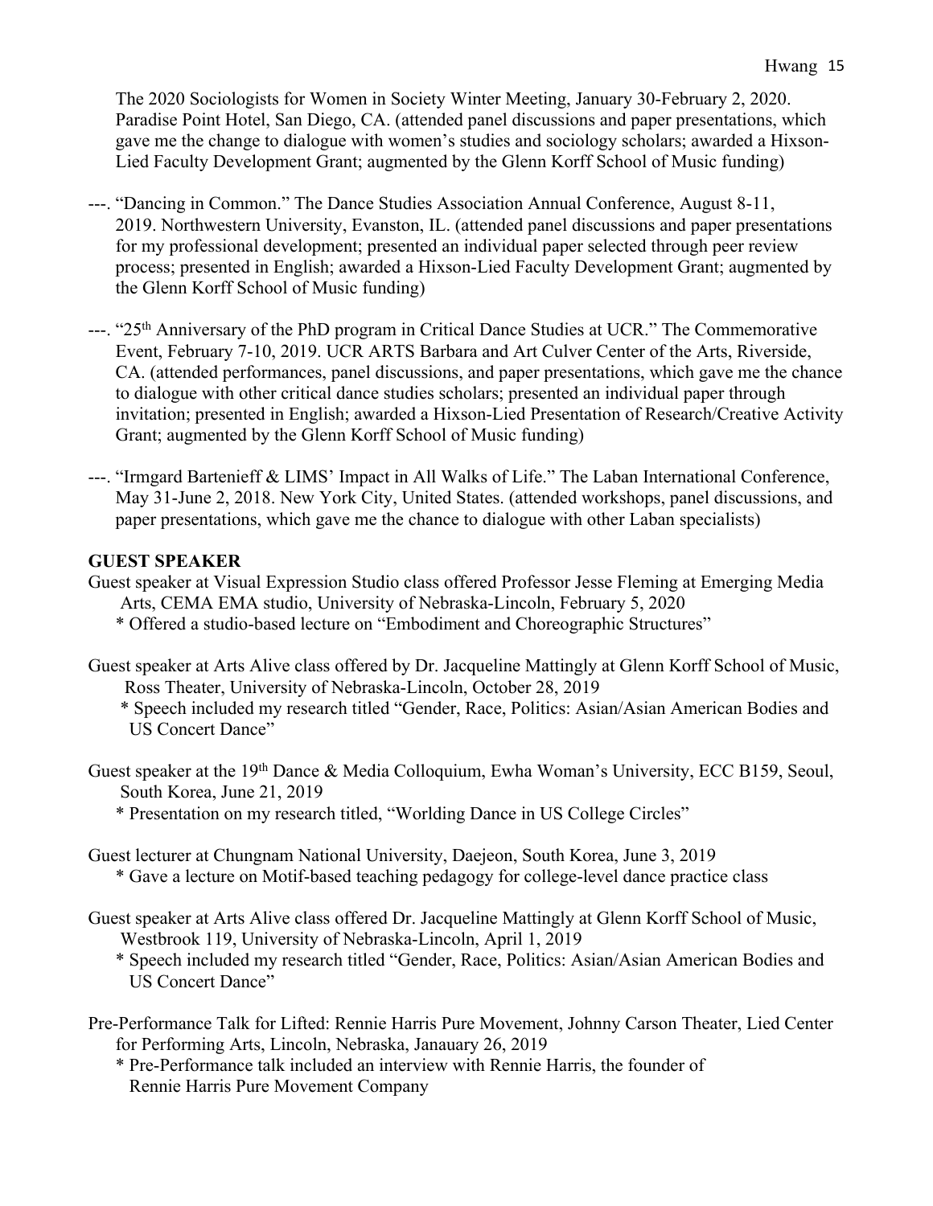The 2020 Sociologists for Women in Society Winter Meeting, January 30-February 2, 2020. Paradise Point Hotel, San Diego, CA. (attended panel discussions and paper presentations, which gave me the change to dialogue with women's studies and sociology scholars; awarded a Hixson-Lied Faculty Development Grant; augmented by the Glenn Korff School of Music funding)

---. "Dancing in Common." The Dance Studies Association Annual Conference, August 8-11, 2019. Northwestern University, Evanston, IL. (attended panel discussions and paper presentations for my professional development; presented an individual paper selected through peer review process; presented in English; awarded a Hixson-Lied Faculty Development Grant; augmented by the Glenn Korff School of Music funding)

---. "25th Anniversary of the PhD program in Critical Dance Studies at UCR." The Commemorative Event, February 7-10, 2019. UCR ARTS Barbara and Art Culver Center of the Arts, Riverside, CA. (attended performances, panel discussions, and paper presentations, which gave me the chance to dialogue with other critical dance studies scholars; presented an individual paper through invitation; presented in English; awarded a Hixson-Lied Presentation of Research/Creative Activity Grant; augmented by the Glenn Korff School of Music funding)

---. "Irmgard Bartenieff & LIMS' Impact in All Walks of Life." The Laban International Conference, May 31-June 2, 2018. New York City, United States. (attended workshops, panel discussions, and paper presentations, which gave me the chance to dialogue with other Laban specialists)

## GUEST SPEAKER

Guest speaker at Visual Expression Studio class offered Professor Jesse Fleming at Emerging Media Arts, CEMA EMA studio, University of Nebraska-Lincoln, February 5, 2020
* Offered a studio-based lecture on "Embodiment and Choreographic Structures"

Guest speaker at Arts Alive class offered by Dr. Jacqueline Mattingly at Glenn Korff School of Music, Ross Theater, University of Nebraska-Lincoln, October 28, 2019
* Speech included my research titled "Gender, Race, Politics: Asian/Asian American Bodies and US Concert Dance"

Guest speaker at the 19th Dance & Media Colloquium, Ewha Woman's University, ECC B159, Seoul, South Korea, June 21, 2019
* Presentation on my research titled, "Worlding Dance in US College Circles"

Guest lecturer at Chungnam National University, Daejeon, South Korea, June 3, 2019
* Gave a lecture on Motif-based teaching pedagogy for college-level dance practice class

Guest speaker at Arts Alive class offered Dr. Jacqueline Mattingly at Glenn Korff School of Music, Westbrook 119, University of Nebraska-Lincoln, April 1, 2019
* Speech included my research titled "Gender, Race, Politics: Asian/Asian American Bodies and US Concert Dance"

Pre-Performance Talk for Lifted: Rennie Harris Pure Movement, Johnny Carson Theater, Lied Center for Performing Arts, Lincoln, Nebraska, Janauary 26, 2019
* Pre-Performance talk included an interview with Rennie Harris, the founder of Rennie Harris Pure Movement Company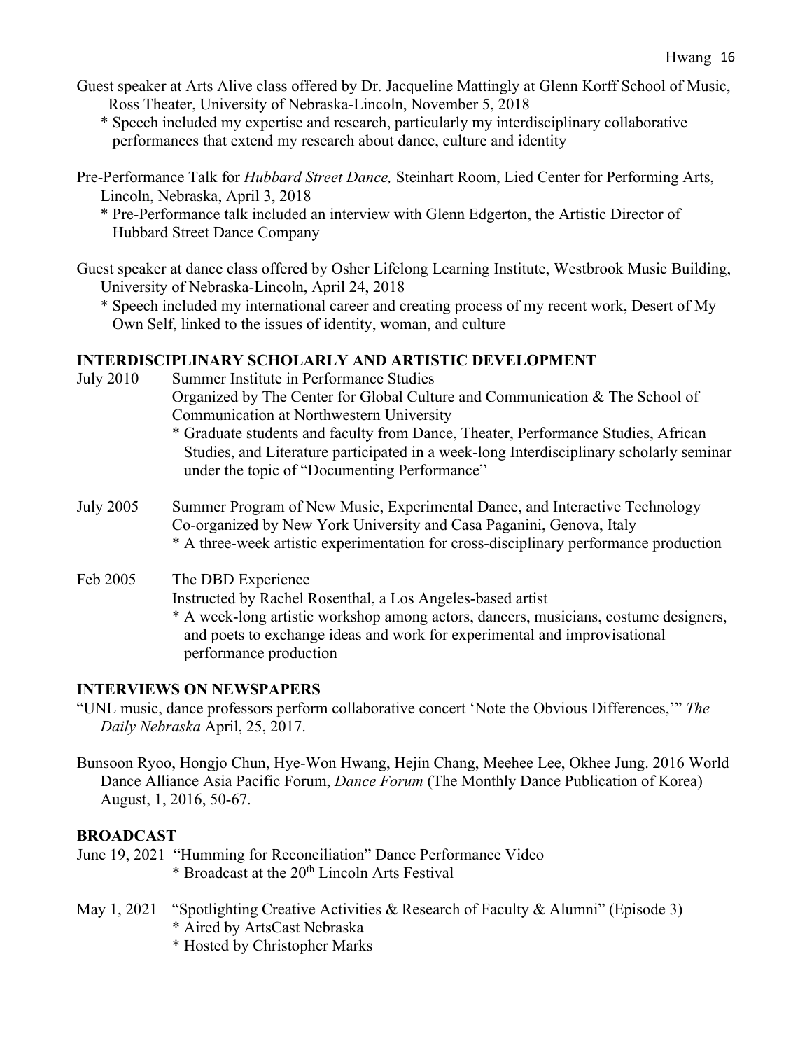Guest speaker at Arts Alive class offered by Dr. Jacqueline Mattingly at Glenn Korff School of Music, Ross Theater, University of Nebraska-Lincoln, November 5, 2018

* Speech included my expertise and research, particularly my interdisciplinary collaborative performances that extend my research about dance, culture and identity

Pre-Performance Talk for *Hubbard Street Dance,* Steinhart Room, Lied Center for Performing Arts, Lincoln, Nebraska, April 3, 2018

* Pre-Performance talk included an interview with Glenn Edgerton, the Artistic Director of Hubbard Street Dance Company

Guest speaker at dance class offered by Osher Lifelong Learning Institute, Westbrook Music Building, University of Nebraska-Lincoln, April 24, 2018

* Speech included my international career and creating process of my recent work, Desert of My Own Self, linked to the issues of identity, woman, and culture

## INTERDISCIPLINARY SCHOLARLY AND ARTISTIC DEVELOPMENT

July 2010 Summer Institute in Performance Studies
Organized by The Center for Global Culture and Communication & The School of Communication at Northwestern University

* Graduate students and faculty from Dance, Theater, Performance Studies, African Studies, and Literature participated in a week-long Interdisciplinary scholarly seminar under the topic of "Documenting Performance"

July 2005 Summer Program of New Music, Experimental Dance, and Interactive Technology
Co-organized by New York University and Casa Paganini, Genova, Italy

* A three-week artistic experimentation for cross-disciplinary performance production

Feb 2005 The DBD Experience
Instructed by Rachel Rosenthal, a Los Angeles-based artist

* A week-long artistic workshop among actors, dancers, musicians, costume designers, and poets to exchange ideas and work for experimental and improvisational performance production

## INTERVIEWS ON NEWSPAPERS

"UNL music, dance professors perform collaborative concert 'Note the Obvious Differences,'" *The Daily Nebraska* April, 25, 2017.

Bunsoon Ryoo, Hongjo Chun, Hye-Won Hwang, Hejin Chang, Meehee Lee, Okhee Jung. 2016 World Dance Alliance Asia Pacific Forum, *Dance Forum* (The Monthly Dance Publication of Korea) August, 1, 2016, 50-67.

## BROADCAST

June 19, 2021 "Humming for Reconciliation" Dance Performance Video

* Broadcast at the 20th Lincoln Arts Festival

May 1, 2021 "Spotlighting Creative Activities & Research of Faculty & Alumni" (Episode 3)

* Aired by ArtsCast Nebraska
* Hosted by Christopher Marks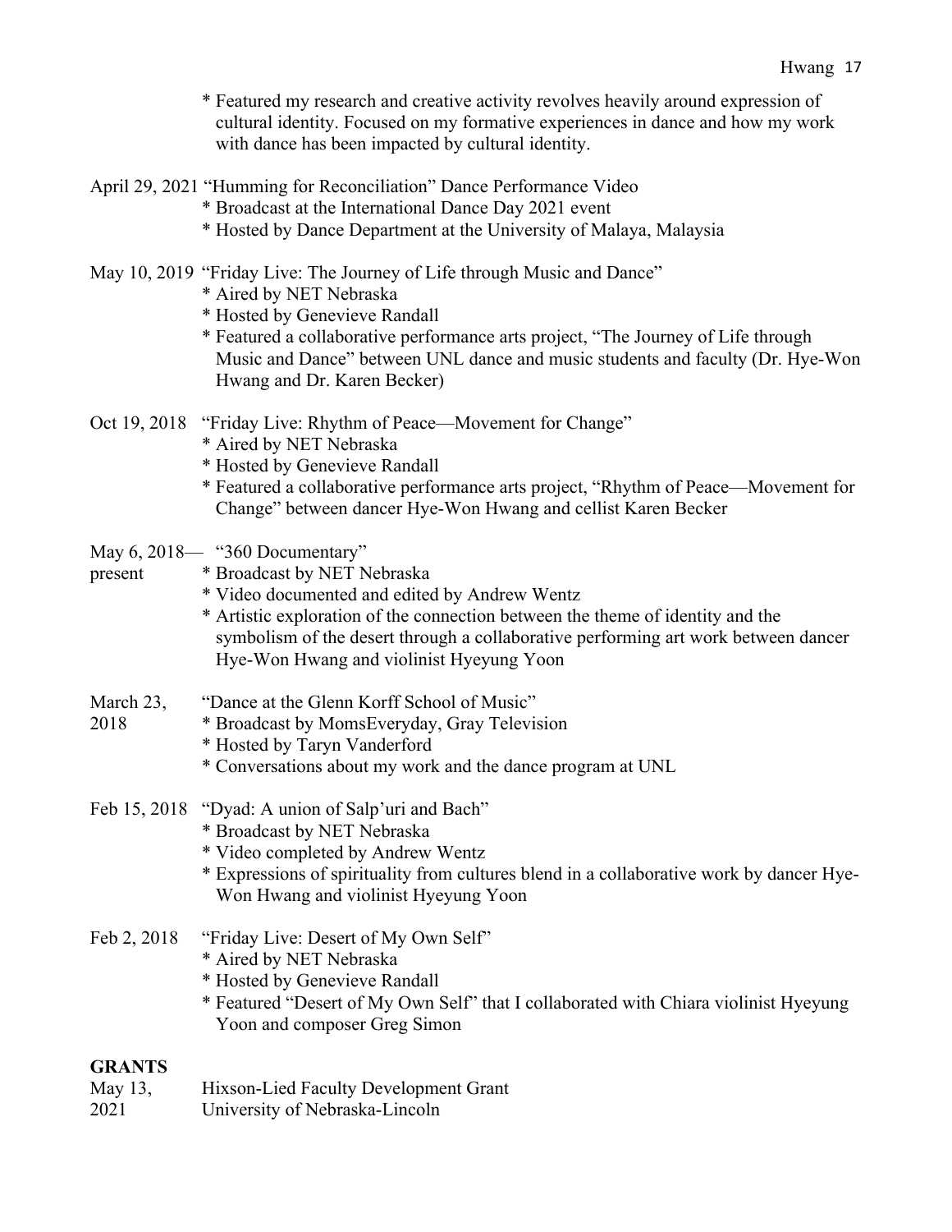* Featured my research and creative activity revolves heavily around expression of cultural identity. Focused on my formative experiences in dance and how my work with dance has been impacted by cultural identity.

April 29, 2021 "Humming for Reconciliation" Dance Performance Video
* Broadcast at the International Dance Day 2021 event
* Hosted by Dance Department at the University of Malaya, Malaysia

May 10, 2019 "Friday Live: The Journey of Life through Music and Dance"
* Aired by NET Nebraska
* Hosted by Genevieve Randall
* Featured a collaborative performance arts project, "The Journey of Life through Music and Dance" between UNL dance and music students and faculty (Dr. Hye-Won Hwang and Dr. Karen Becker)

Oct 19, 2018 "Friday Live: Rhythm of Peace—Movement for Change"
* Aired by NET Nebraska
* Hosted by Genevieve Randall
* Featured a collaborative performance arts project, "Rhythm of Peace—Movement for Change" between dancer Hye-Won Hwang and cellist Karen Becker

May 6, 2018— present "360 Documentary"
* Broadcast by NET Nebraska
* Video documented and edited by Andrew Wentz
* Artistic exploration of the connection between the theme of identity and the symbolism of the desert through a collaborative performing art work between dancer Hye-Won Hwang and violinist Hyeyung Yoon

March 23, 2018 "Dance at the Glenn Korff School of Music"
* Broadcast by MomsEveryday, Gray Television
* Hosted by Taryn Vanderford
* Conversations about my work and the dance program at UNL

Feb 15, 2018 "Dyad: A union of Salp'uri and Bach"
* Broadcast by NET Nebraska
* Video completed by Andrew Wentz
* Expressions of spirituality from cultures blend in a collaborative work by dancer Hye-Won Hwang and violinist Hyeyung Yoon

Feb 2, 2018 "Friday Live: Desert of My Own Self"
* Aired by NET Nebraska
* Hosted by Genevieve Randall
* Featured "Desert of My Own Self" that I collaborated with Chiara violinist Hyeyung Yoon and composer Greg Simon

**GRANTS**

May 13, 2021 Hixson-Lied Faculty Development Grant
University of Nebraska-Lincoln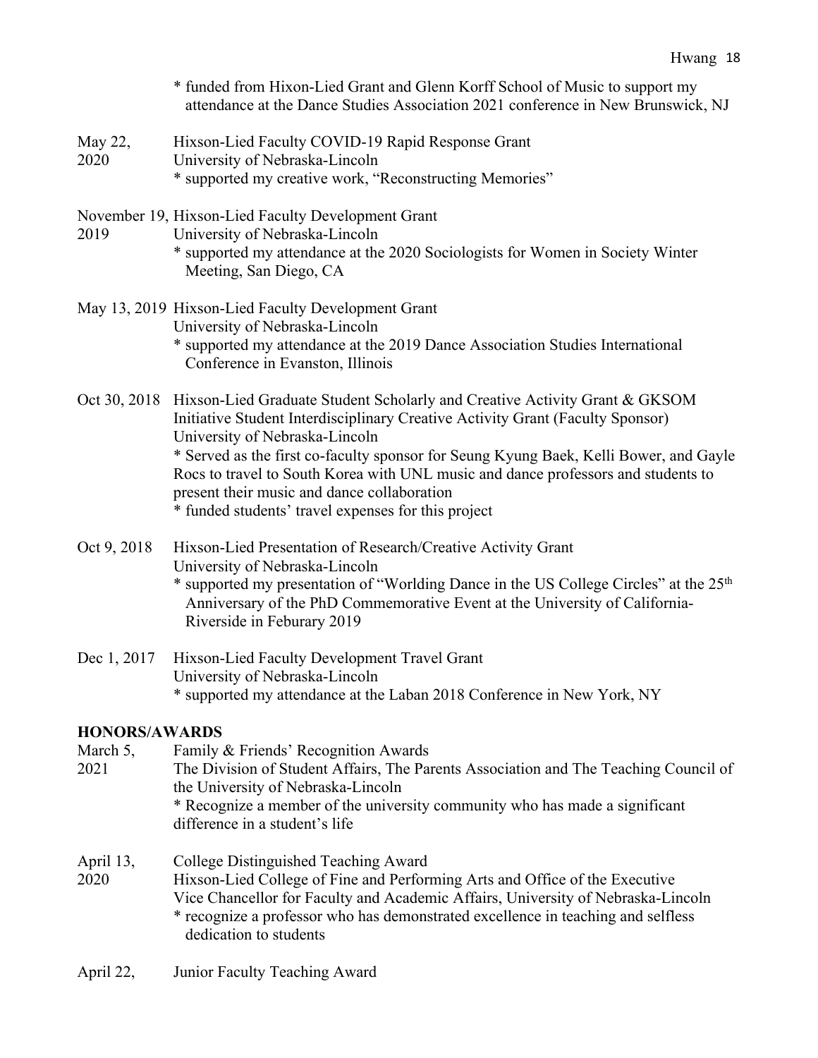* funded from Hixon-Lied Grant and Glenn Korff School of Music to support my attendance at the Dance Studies Association 2021 conference in New Brunswick, NJ

May 22, 2020 Hixson-Lied Faculty COVID-19 Rapid Response Grant
University of Nebraska-Lincoln
* supported my creative work, "Reconstructing Memories"

November 19, 2019 Hixson-Lied Faculty Development Grant
University of Nebraska-Lincoln
* supported my attendance at the 2020 Sociologists for Women in Society Winter Meeting, San Diego, CA

May 13, 2019 Hixson-Lied Faculty Development Grant
University of Nebraska-Lincoln
* supported my attendance at the 2019 Dance Association Studies International Conference in Evanston, Illinois

Oct 30, 2018 Hixson-Lied Graduate Student Scholarly and Creative Activity Grant & GKSOM Initiative Student Interdisciplinary Creative Activity Grant (Faculty Sponsor)
University of Nebraska-Lincoln
* Served as the first co-faculty sponsor for Seung Kyung Baek, Kelli Bower, and Gayle Rocs to travel to South Korea with UNL music and dance professors and students to present their music and dance collaboration
* funded students' travel expenses for this project

Oct 9, 2018 Hixson-Lied Presentation of Research/Creative Activity Grant
University of Nebraska-Lincoln
* supported my presentation of "Worlding Dance in the US College Circles" at the 25th Anniversary of the PhD Commemorative Event at the University of California-Riverside in Feburary 2019

Dec 1, 2017 Hixson-Lied Faculty Development Travel Grant
University of Nebraska-Lincoln
* supported my attendance at the Laban 2018 Conference in New York, NY

## HONORS/AWARDS

March 5, 2021 Family & Friends' Recognition Awards
The Division of Student Affairs, The Parents Association and The Teaching Council of the University of Nebraska-Lincoln
* Recognize a member of the university community who has made a significant difference in a student's life

April 13, 2020 College Distinguished Teaching Award
Hixson-Lied College of Fine and Performing Arts and Office of the Executive Vice Chancellor for Faculty and Academic Affairs, University of Nebraska-Lincoln
* recognize a professor who has demonstrated excellence in teaching and selfless dedication to students

April 22, Junior Faculty Teaching Award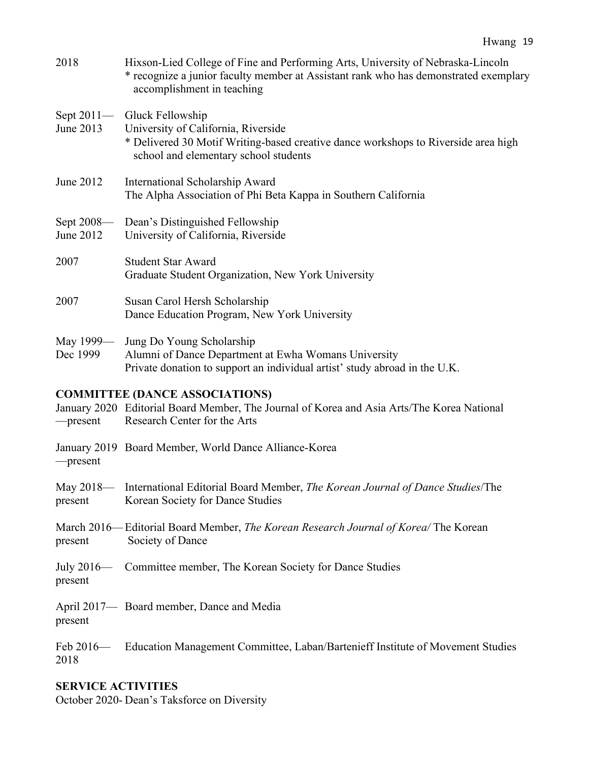2018 Hixson-Lied College of Fine and Performing Arts, University of Nebraska-Lincoln
* recognize a junior faculty member at Assistant rank who has demonstrated exemplary accomplishment in teaching

Sept 2011— June 2013 Gluck Fellowship
University of California, Riverside
* Delivered 30 Motif Writing-based creative dance workshops to Riverside area high school and elementary school students

June 2012 International Scholarship Award
The Alpha Association of Phi Beta Kappa in Southern California

Sept 2008— June 2012 Dean's Distinguished Fellowship
University of California, Riverside

2007 Student Star Award
Graduate Student Organization, New York University

2007 Susan Carol Hersh Scholarship
Dance Education Program, New York University

May 1999— Dec 1999 Jung Do Young Scholarship
Alumni of Dance Department at Ewha Womans University
Private donation to support an individual artist' study abroad in the U.K.

**COMMITTEE (DANCE ASSOCIATIONS)**

January 2020—present Editorial Board Member, The Journal of Korea and Asia Arts/The Korea National Research Center for the Arts

January 2019—present Board Member, World Dance Alliance-Korea

May 2018—present International Editorial Board Member, *The Korean Journal of Dance Studies*/The Korean Society for Dance Studies

March 2016—present Editorial Board Member, *The Korean Research Journal of Korea/* The Korean Society of Dance

July 2016—present Committee member, The Korean Society for Dance Studies

April 2017—present Board member, Dance and Media

Feb 2016—2018 Education Management Committee, Laban/Bartenieff Institute of Movement Studies

**SERVICE ACTIVITIES**

October 2020- Dean's Taksforce on Diversity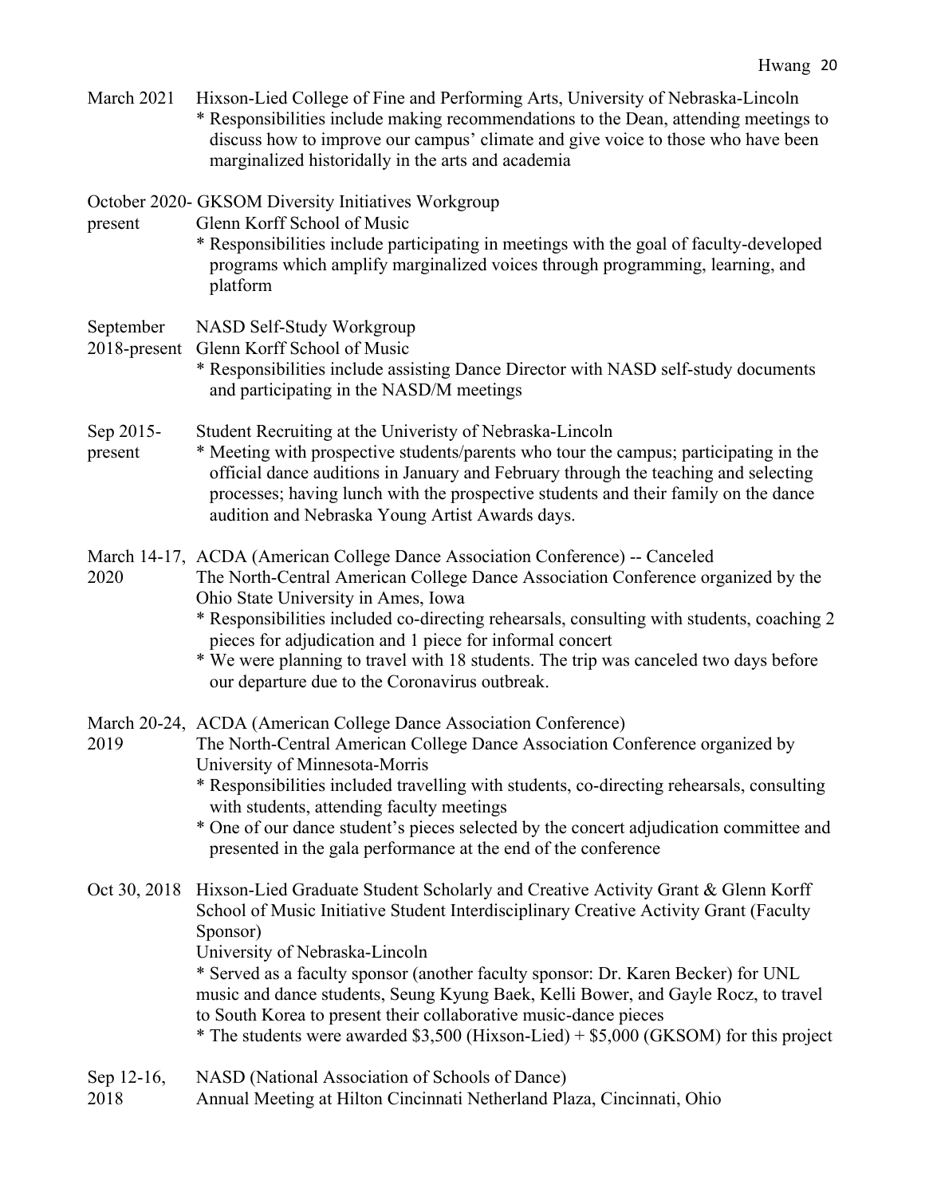March 2021 Hixson-Lied College of Fine and Performing Arts, University of Nebraska-Lincoln
* Responsibilities include making recommendations to the Dean, attending meetings to discuss how to improve our campus' climate and give voice to those who have been marginalized historidally in the arts and academia

October 2020-present GKSOM Diversity Initiatives Workgroup
Glenn Korff School of Music
* Responsibilities include participating in meetings with the goal of faculty-developed programs which amplify marginalized voices through programming, learning, and platform

September 2018-present NASD Self-Study Workgroup
Glenn Korff School of Music
* Responsibilities include assisting Dance Director with NASD self-study documents and participating in the NASD/M meetings

Sep 2015-present Student Recruiting at the Univeristy of Nebraska-Lincoln
* Meeting with prospective students/parents who tour the campus; participating in the official dance auditions in January and February through the teaching and selecting processes; having lunch with the prospective students and their family on the dance audition and Nebraska Young Artist Awards days.

March 14-17, 2020 ACDA (American College Dance Association Conference) -- Canceled
The North-Central American College Dance Association Conference organized by the Ohio State University in Ames, Iowa
* Responsibilities included co-directing rehearsals, consulting with students, coaching 2 pieces for adjudication and 1 piece for informal concert
* We were planning to travel with 18 students. The trip was canceled two days before our departure due to the Coronavirus outbreak.

March 20-24, 2019 ACDA (American College Dance Association Conference)
The North-Central American College Dance Association Conference organized by University of Minnesota-Morris
* Responsibilities included travelling with students, co-directing rehearsals, consulting with students, attending faculty meetings
* One of our dance student's pieces selected by the concert adjudication committee and presented in the gala performance at the end of the conference

Oct 30, 2018 Hixson-Lied Graduate Student Scholarly and Creative Activity Grant & Glenn Korff School of Music Initiative Student Interdisciplinary Creative Activity Grant (Faculty Sponsor)
University of Nebraska-Lincoln
* Served as a faculty sponsor (another faculty sponsor: Dr. Karen Becker) for UNL music and dance students, Seung Kyung Baek, Kelli Bower, and Gayle Rocz, to travel to South Korea to present their collaborative music-dance pieces
* The students were awarded $3,500 (Hixson-Lied) + $5,000 (GKSOM) for this project

Sep 12-16, 2018 NASD (National Association of Schools of Dance)
Annual Meeting at Hilton Cincinnati Netherland Plaza, Cincinnati, Ohio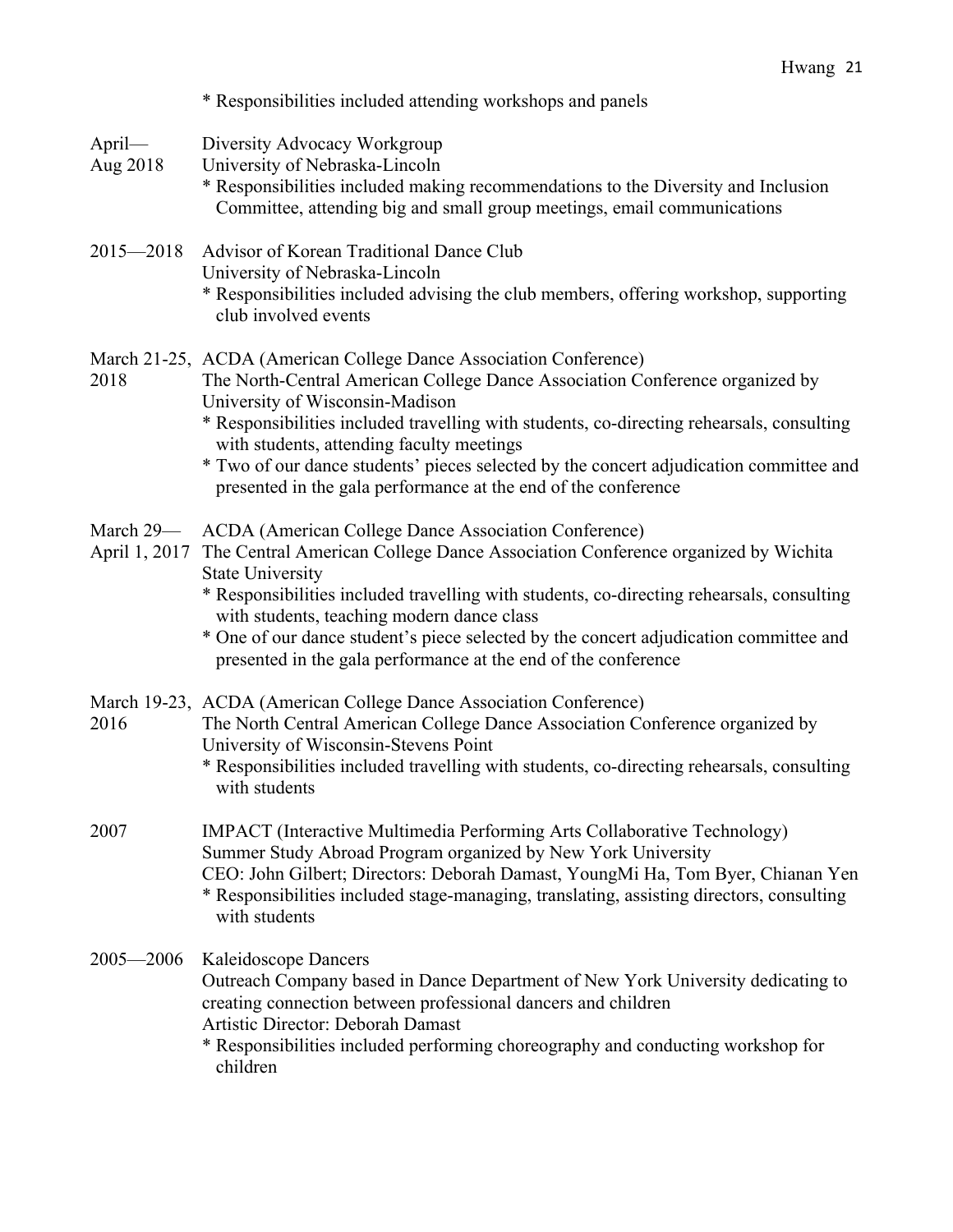* Responsibilities included attending workshops and panels

April—Aug 2018
Diversity Advocacy Workgroup
University of Nebraska-Lincoln
* Responsibilities included making recommendations to the Diversity and Inclusion Committee, attending big and small group meetings, email communications

2015—2018
Advisor of Korean Traditional Dance Club
University of Nebraska-Lincoln
* Responsibilities included advising the club members, offering workshop, supporting club involved events

March 21-25, 2018
ACDA (American College Dance Association Conference)
The North-Central American College Dance Association Conference organized by University of Wisconsin-Madison
* Responsibilities included travelling with students, co-directing rehearsals, consulting with students, attending faculty meetings
* Two of our dance students' pieces selected by the concert adjudication committee and presented in the gala performance at the end of the conference

March 29—April 1, 2017
ACDA (American College Dance Association Conference)
The Central American College Dance Association Conference organized by Wichita State University
* Responsibilities included travelling with students, co-directing rehearsals, consulting with students, teaching modern dance class
* One of our dance student's piece selected by the concert adjudication committee and presented in the gala performance at the end of the conference

March 19-23, 2016
ACDA (American College Dance Association Conference)
The North Central American College Dance Association Conference organized by University of Wisconsin-Stevens Point
* Responsibilities included travelling with students, co-directing rehearsals, consulting with students

2007
IMPACT (Interactive Multimedia Performing Arts Collaborative Technology)
Summer Study Abroad Program organized by New York University
CEO: John Gilbert; Directors: Deborah Damast, YoungMi Ha, Tom Byer, Chianan Yen
* Responsibilities included stage-managing, translating, assisting directors, consulting with students

2005—2006
Kaleidoscope Dancers
Outreach Company based in Dance Department of New York University dedicating to creating connection between professional dancers and children
Artistic Director: Deborah Damast
* Responsibilities included performing choreography and conducting workshop for children